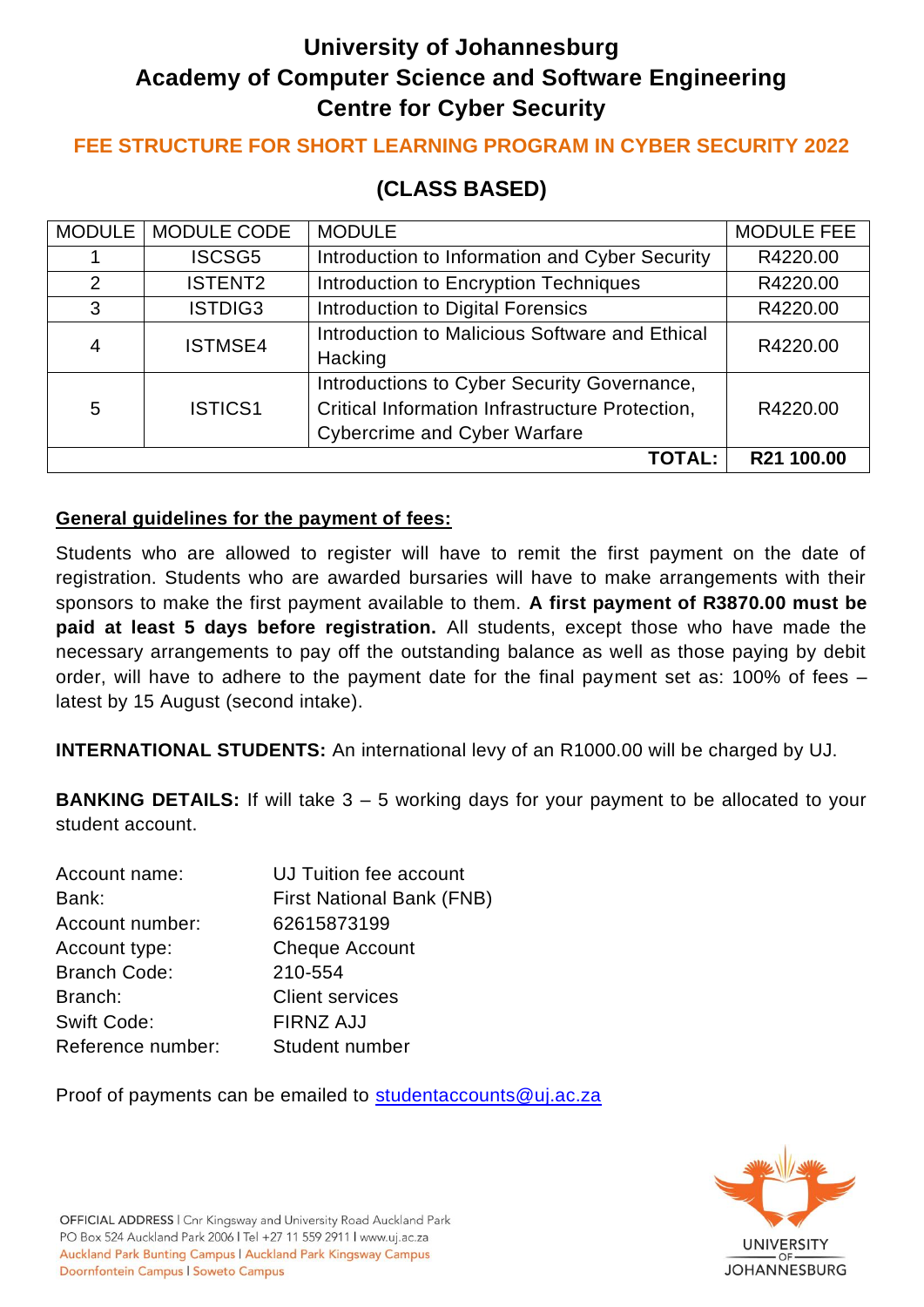# University of Johannesburg
# Academy of Computer Science and Software Engineering
# Centre for Cyber Security

## FEE STRUCTURE FOR SHORT LEARNING PROGRAM IN CYBER SECURITY 2022

## (CLASS BASED)

| MODULE | MODULE CODE | MODULE | MODULE FEE |
|---|---|---|---|
| 1 | ISCSG5 | Introduction to Information and Cyber Security | R4220.00 |
| 2 | ISTENT2 | Introduction to Encryption Techniques | R4220.00 |
| 3 | ISTDIG3 | Introduction to Digital Forensics | R4220.00 |
| 4 | ISTMSE4 | Introduction to Malicious Software and Ethical Hacking | R4220.00 |
| 5 | ISTICS1 | Introductions to Cyber Security Governance, Critical Information Infrastructure Protection, Cybercrime and Cyber Warfare | R4220.00 |
| | | **TOTAL:** | **R21 100.00** |

**General guidelines for the payment of fees:**

Students who are allowed to register will have to remit the first payment on the date of registration. Students who are awarded bursaries will have to make arrangements with their sponsors to make the first payment available to them. **A first payment of R3870.00 must be paid at least 5 days before registration.** All students, except those who have made the necessary arrangements to pay off the outstanding balance as well as those paying by debit order, will have to adhere to the payment date for the final payment set as: 100% of fees – latest by 15 August (second intake).

**INTERNATIONAL STUDENTS:** An international levy of an R1000.00 will be charged by UJ.

**BANKING DETAILS:** If will take 3 – 5 working days for your payment to be allocated to your student account.

Account name: UJ Tuition fee account
Bank: First National Bank (FNB)
Account number: 62615873199
Account type: Cheque Account
Branch Code: 210-554
Branch: Client services
Swift Code: FIRNZ AJJ
Reference number: Student number

Proof of payments can be emailed to studentaccounts@uj.ac.za

OFFICIAL ADDRESS | Cnr Kingsway and University Road Auckland Park
PO Box 524 Auckland Park 2006 | Tel +27 11 559 2911 | www.uj.ac.za
Auckland Park Bunting Campus | Auckland Park Kingsway Campus
Doornfontein Campus | Soweto Campus

UNIVERSITY OF JOHANNESBURG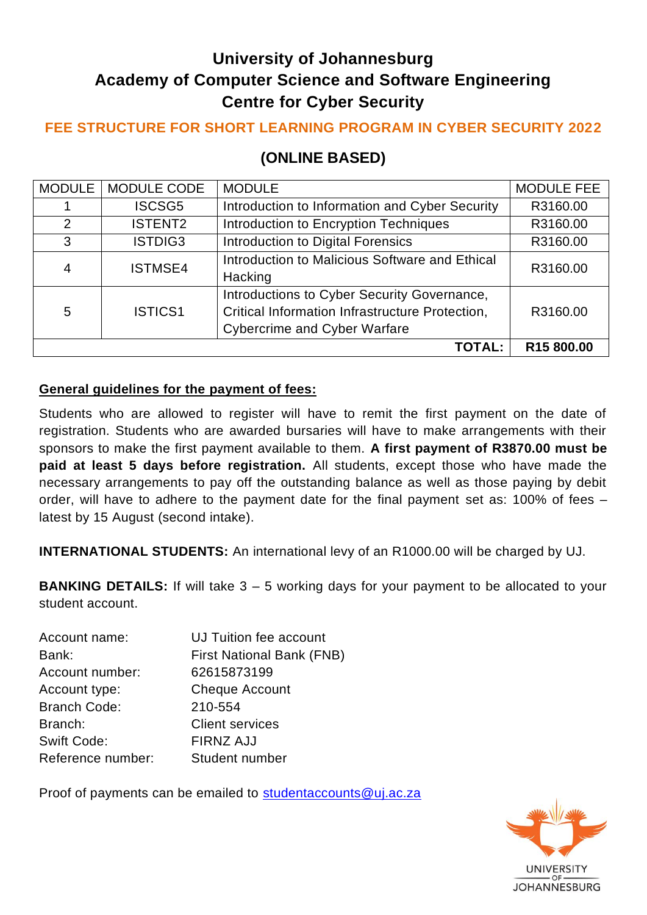# University of Johannesburg
# Academy of Computer Science and Software Engineering
# Centre for Cyber Security

## FEE STRUCTURE FOR SHORT LEARNING PROGRAM IN CYBER SECURITY 2022

## (ONLINE BASED)

| MODULE | MODULE CODE | MODULE | MODULE FEE |
|---|---|---|---|
| 1 | ISCSG5 | Introduction to Information and Cyber Security | R3160.00 |
| 2 | ISTENT2 | Introduction to Encryption Techniques | R3160.00 |
| 3 | ISTDIG3 | Introduction to Digital Forensics | R3160.00 |
| 4 | ISTMSE4 | Introduction to Malicious Software and Ethical Hacking | R3160.00 |
| 5 | ISTICS1 | Introductions to Cyber Security Governance, Critical Information Infrastructure Protection, Cybercrime and Cyber Warfare | R3160.00 |
| | | **TOTAL:** | **R15 800.00** |

**General guidelines for the payment of fees:**

Students who are allowed to register will have to remit the first payment on the date of registration. Students who are awarded bursaries will have to make arrangements with their sponsors to make the first payment available to them. **A first payment of R3870.00 must be paid at least 5 days before registration.** All students, except those who have made the necessary arrangements to pay off the outstanding balance as well as those paying by debit order, will have to adhere to the payment date for the final payment set as: 100% of fees – latest by 15 August (second intake).

**INTERNATIONAL STUDENTS:** An international levy of an R1000.00 will be charged by UJ.

**BANKING DETAILS:** If will take 3 – 5 working days for your payment to be allocated to your student account.

| | |
|---|---|
| Account name: | UJ Tuition fee account |
| Bank: | First National Bank (FNB) |
| Account number: | 62615873199 |
| Account type: | Cheque Account |
| Branch Code: | 210-554 |
| Branch: | Client services |
| Swift Code: | FIRNZ AJJ |
| Reference number: | Student number |

Proof of payments can be emailed to studentaccounts@uj.ac.za

UNIVERSITY OF JOHANNESBURG